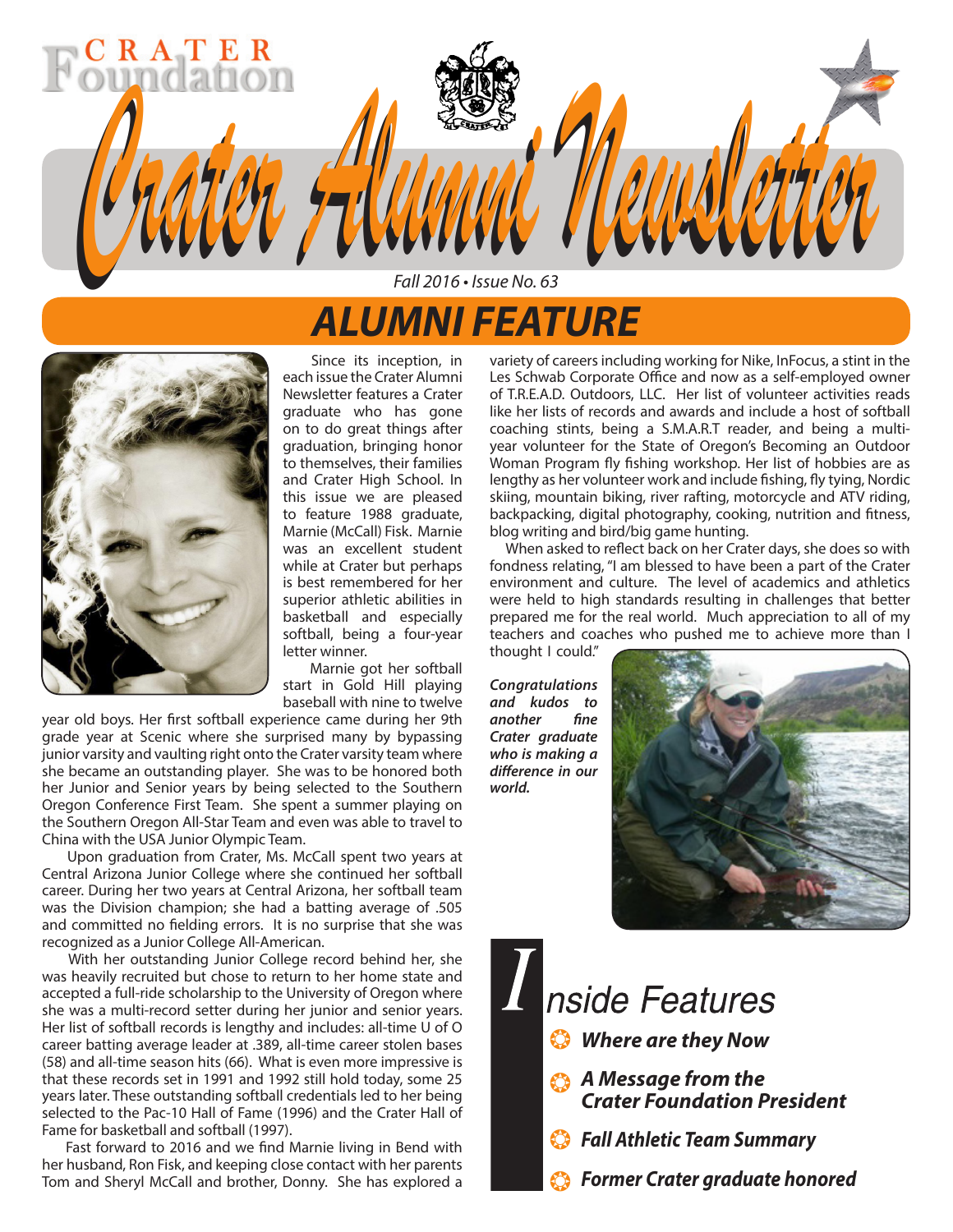CRATER Foundation

# Crater Alumni Newsletter

*Fall 2016 • Issue No. 63*

## ALUMNI FEATURE

Since its inception, in each issue the Crater Alumni Newsletter features a Crater graduate who has gone on to do great things after graduation, bringing honor to themselves, their families and Crater High School. In this issue we are pleased to feature 1988 graduate, Marnie (McCall) Fisk. Marnie was an excellent student while at Crater but perhaps is best remembered for her superior athletic abilities in basketball and especially softball, being a four-year letter winner.

Marnie got her softball start in Gold Hill playing baseball with nine to twelve year old boys. Her first softball experience came during her 9th grade year at Scenic where she surprised many by bypassing junior varsity and vaulting right onto the Crater varsity team where she became an outstanding player. She was to be honored both her Junior and Senior years by being selected to the Southern Oregon Conference First Team. She spent a summer playing on the Southern Oregon All-Star Team and even was able to travel to China with the USA Junior Olympic Team.

Upon graduation from Crater, Ms. McCall spent two years at Central Arizona Junior College where she continued her softball career. During her two years at Central Arizona, her softball team was the Division champion; she had a batting average of .505 and committed no fielding errors. It is no surprise that she was recognized as a Junior College All-American.

With her outstanding Junior College record behind her, she was heavily recruited but chose to return to her home state and accepted a full-ride scholarship to the University of Oregon where she was a multi-record setter during her junior and senior years. Her list of softball records is lengthy and includes: all-time U of O career batting average leader at .389, all-time career stolen bases (58) and all-time season hits (66). What is even more impressive is that these records set in 1991 and 1992 still hold today, some 25 years later. These outstanding softball credentials led to her being selected to the Pac-10 Hall of Fame (1996) and the Crater Hall of Fame for basketball and softball (1997).

Fast forward to 2016 and we find Marnie living in Bend with her husband, Ron Fisk, and keeping close contact with her parents Tom and Sheryl McCall and brother, Donny. She has explored a variety of careers including working for Nike, InFocus, a stint in the Les Schwab Corporate Office and now as a self-employed owner of T.R.E.A.D. Outdoors, LLC. Her list of volunteer activities reads like her lists of records and awards and include a host of softball coaching stints, being a S.M.A.R.T reader, and being a multi-year volunteer for the State of Oregon's Becoming an Outdoor Woman Program fly fishing workshop. Her list of hobbies are as lengthy as her volunteer work and include fishing, fly tying, Nordic skiing, mountain biking, river rafting, motorcycle and ATV riding, backpacking, digital photography, cooking, nutrition and fitness, blog writing and bird/big game hunting.

When asked to reflect back on her Crater days, she does so with fondness relating, "I am blessed to have been a part of the Crater environment and culture. The level of academics and athletics were held to high standards resulting in challenges that better prepared me for the real world. Much appreciation to all of my teachers and coaches who pushed me to achieve more than I thought I could."

***Congratulations and kudos to another fine Crater graduate who is making a difference in our world.***

## Inside Features

- ***Where are they Now***
- ***A Message from the Crater Foundation President***
- ***Fall Athletic Team Summary***
- ***Former Crater graduate honored***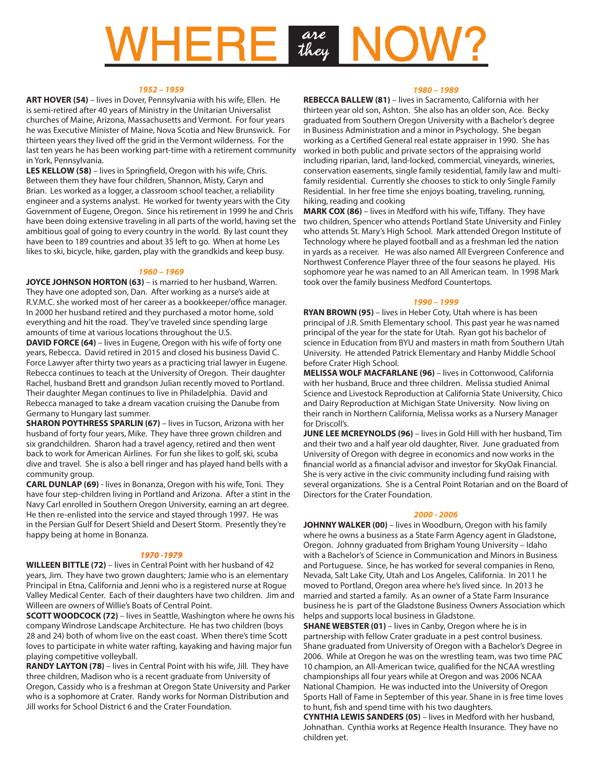# WHERE *are they* NOW?

*1952 – 1959*

**ART HOVER (54)** – lives in Dover, Pennsylvania with his wife, Ellen. He is semi-retired after 40 years of Ministry in the Unitarian Universalist churches of Maine, Arizona, Massachusetts and Vermont. For four years he was Executive Minister of Maine, Nova Scotia and New Brunswick. For thirteen years they lived off the grid in the Vermont wilderness. For the last ten years he has been working part-time with a retirement community in York, Pennsylvania.

**LES KELLOW (58)** – lives in Springfield, Oregon with his wife, Chris. Between them they have four children, Shannon, Misty, Caryn and Brian. Les worked as a logger, a classroom school teacher, a reliability engineer and a systems analyst. He worked for twenty years with the City Government of Eugene, Oregon. Since his retirement in 1999 he and Chris have been doing extensive traveling in all parts of the world, having set the ambitious goal of going to every country in the world. By last count they have been to 189 countries and about 35 left to go. When at home Les likes to ski, bicycle, hike, garden, play with the grandkids and keep busy.

*1960 – 1969*

**JOYCE JOHNSON HORTON (63)** – is married to her husband, Warren. They have one adopted son, Dan. After working as a nurse's aide at R.V.M.C. she worked most of her career as a bookkeeper/office manager. In 2000 her husband retired and they purchased a motor home, sold everything and hit the road. They've traveled since spending large amounts of time at various locations throughout the U.S.

**DAVID FORCE (64)** – lives in Eugene, Oregon with his wife of forty one years, Rebecca. David retired in 2015 and closed his business David C. Force Lawyer after thirty two years as a practicing trial lawyer in Eugene. Rebecca continues to teach at the University of Oregon. Their daughter Rachel, husband Brett and grandson Julian recently moved to Portland. Their daughter Megan continues to live in Philadelphia. David and Rebecca managed to take a dream vacation cruising the Danube from Germany to Hungary last summer.

**SHARON POYTHRESS SPARLIN (67)** – lives in Tucson, Arizona with her husband of forty four years, Mike. They have three grown children and six grandchildren. Sharon had a travel agency, retired and then went back to work for American Airlines. For fun she likes to golf, ski, scuba dive and travel. She is also a bell ringer and has played hand bells with a community group.

**CARL DUNLAP (69)** - lives in Bonanza, Oregon with his wife, Toni. They have four step-children living in Portland and Arizona. After a stint in the Navy Carl enrolled in Southern Oregon University, earning an art degree. He then re-enlisted into the service and stayed through 1997. He was in the Persian Gulf for Desert Shield and Desert Storm. Presently they're happy being at home in Bonanza.

*1970 -1979*

**WILLEEN BITTLE (72)** – lives in Central Point with her husband of 42 years, Jim. They have two grown daughters; Jamie who is an elementary Principal in Etna, California and Jenni who is a registered nurse at Rogue Valley Medical Center. Each of their daughters have two children. Jim and Willeen are owners of Willie's Boats of Central Point.

**SCOTT WOODCOCK (72)** – lives in Seattle, Washington where he owns his company Windrose Landscape Architecture. He has two children (boys 28 and 24) both of whom live on the east coast. When there's time Scott loves to participate in white water rafting, kayaking and having major fun playing competitive volleyball.

**RANDY LAYTON (78)** – lives in Central Point with his wife, Jill. They have three children, Madison who is a recent graduate from University of Oregon, Cassidy who is a freshman at Oregon State University and Parker who is a sophomore at Crater. Randy works for Norman Distribution and Jill works for School District 6 and the Crater Foundation.

*1980 – 1989*

**REBECCA BALLEW (81)** – lives in Sacramento, California with her thirteen year old son, Ashton. She also has an older son, Ace. Becky graduated from Southern Oregon University with a Bachelor's degree in Business Administration and a minor in Psychology. She began working as a Certified General real estate appraiser in 1990. She has worked in both public and private sectors of the appraising world including riparian, land, land-locked, commercial, vineyards, wineries, conservation easements, single family residential, family law and multi-family residential. Currently she chooses to stick to only Single Family Residential. In her free time she enjoys boating, traveling, running, hiking, reading and cooking

**MARK COX (86)** – lives in Medford with his wife, Tiffany. They have two children, Spencer who attends Portland State University and Finley who attends St. Mary's High School. Mark attended Oregon Institute of Technology where he played football and as a freshman led the nation in yards as a receiver. He was also named All Evergreen Conference and Northwest Conference Player three of the four seasons he played. His sophomore year he was named to an All American team. In 1998 Mark took over the family business Medford Countertops.

*1990 – 1999*

**RYAN BROWN (95)** – lives in Heber Coty, Utah where is has been principal of J.R. Smith Elementary school. This past year he was named principal of the year for the state for Utah. Ryan got his bachelor of science in Education from BYU and masters in math from Southern Utah University. He attended Patrick Elementary and Hanby Middle School before Crater High School.

**MELISSA WOLF MACFARLANE (96)** – lives in Cottonwood, California with her husband, Bruce and three children. Melissa studied Animal Science and Livestock Reproduction at California State University, Chico and Dairy Reproduction at Michigan State University. Now living on their ranch in Northern California, Melissa works as a Nursery Manager for Driscoll's.

**JUNE LEE MCREYNOLDS (96)** – lives in Gold Hill with her husband, Tim and their two and a half year old daughter, River. June graduated from University of Oregon with degree in economics and now works in the financial world as a financial advisor and investor for SkyOak Financial. She is very active in the civic community including fund raising with several organizations. She is a Central Point Rotarian and on the Board of Directors for the Crater Foundation.

*2000 - 2006*

**JOHNNY WALKER (00)** – lives in Woodburn, Oregon with his family where he owns a business as a State Farm Agency agent in Gladstone, Oregon. Johnny graduated from Brigham Young University – Idaho with a Bachelor's of Science in Communication and Minors in Business and Portuguese. Since, he has worked for several companies in Reno, Nevada, Salt Lake City, Utah and Los Angeles, California. In 2011 he moved to Portland, Oregon area where he's lived since. In 2013 he married and started a family. As an owner of a State Farm Insurance business he is part of the Gladstone Business Owners Association which helps and supports local business in Gladstone.

**SHANE WEBSTER (01)** – lives in Canby, Oregon where he is in partnership with fellow Crater graduate in a pest control business. Shane graduated from University of Oregon with a Bachelor's Degree in 2006. While at Oregon he was on the wrestling team, was two time PAC 10 champion, an All-American twice, qualified for the NCAA wrestling championships all four years while at Oregon and was 2006 NCAA National Champion. He was inducted into the University of Oregon Sports Hall of Fame in September of this year. Shane in is free time loves to hunt, fish and spend time with his two daughters.

**CYNTHIA LEWIS SANDERS (05)** – lives in Medford with her husband, Johnathan. Cynthia works at Regence Health Insurance. They have no children yet.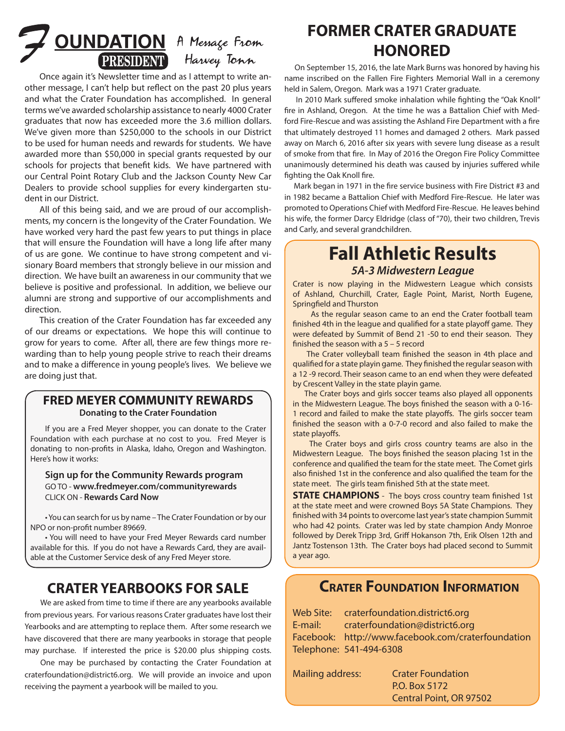# FOUNDATION PRESIDENT

*A Message From Harvey Tonn*

Once again it's Newsletter time and as I attempt to write another message, I can't help but reflect on the past 20 plus years and what the Crater Foundation has accomplished. In general terms we've awarded scholarship assistance to nearly 4000 Crater graduates that now has exceeded more the 3.6 million dollars. We've given more than $250,000 to the schools in our District to be used for human needs and rewards for students. We have awarded more than $50,000 in special grants requested by our schools for projects that benefit kids. We have partnered with our Central Point Rotary Club and the Jackson County New Car Dealers to provide school supplies for every kindergarten student in our District.

All of this being said, and we are proud of our accomplishments, my concern is the longevity of the Crater Foundation. We have worked very hard the past few years to put things in place that will ensure the Foundation will have a long life after many of us are gone. We continue to have strong competent and visionary Board members that strongly believe in our mission and direction. We have built an awareness in our community that we believe is positive and professional. In addition, we believe our alumni are strong and supportive of our accomplishments and direction.

This creation of the Crater Foundation has far exceeded any of our dreams or expectations. We hope this will continue to grow for years to come. After all, there are few things more rewarding than to help young people strive to reach their dreams and to make a difference in young people's lives. We believe we are doing just that.

## FRED MEYER COMMUNITY REWARDS

**Donating to the Crater Foundation**

If you are a Fred Meyer shopper, you can donate to the Crater Foundation with each purchase at no cost to you. Fred Meyer is donating to non-profits in Alaska, Idaho, Oregon and Washington. Here's how it works:

**Sign up for the Community Rewards program**
GO TO - **www.fredmeyer.com/communityrewards**
CLICK ON - **Rewards Card Now**

• You can search for us by name – The Crater Foundation or by our NPO or non-profit number 89669.

• You will need to have your Fred Meyer Rewards card number available for this. If you do not have a Rewards Card, they are available at the Customer Service desk of any Fred Meyer store.

## CRATER YEARBOOKS FOR SALE

We are asked from time to time if there are any yearbooks available from previous years. For various reasons Crater graduates have lost their Yearbooks and are attempting to replace them. After some research we have discovered that there are many yearbooks in storage that people may purchase. If interested the price is $20.00 plus shipping costs.

One may be purchased by contacting the Crater Foundation at craterfoundation@district6.org. We will provide an invoice and upon receiving the payment a yearbook will be mailed to you.

## FORMER CRATER GRADUATE HONORED

On September 15, 2016, the late Mark Burns was honored by having his name inscribed on the Fallen Fire Fighters Memorial Wall in a ceremony held in Salem, Oregon. Mark was a 1971 Crater graduate.

In 2010 Mark suffered smoke inhalation while fighting the "Oak Knoll" fire in Ashland, Oregon. At the time he was a Battalion Chief with Medford Fire-Rescue and was assisting the Ashland Fire Department with a fire that ultimately destroyed 11 homes and damaged 2 others. Mark passed away on March 6, 2016 after six years with severe lung disease as a result of smoke from that fire. In May of 2016 the Oregon Fire Policy Committee unanimously determined his death was caused by injuries suffered while fighting the Oak Knoll fire.

Mark began in 1971 in the fire service business with Fire District #3 and in 1982 became a Battalion Chief with Medford Fire-Rescue. He later was promoted to Operations Chief with Medford Fire-Rescue. He leaves behind his wife, the former Darcy Eldridge (class of "70), their two children, Trevis and Carly, and several grandchildren.

## Fall Athletic Results

***5A-3 Midwestern League***

Crater is now playing in the Midwestern League which consists of Ashland, Churchill, Crater, Eagle Point, Marist, North Eugene, Springfield and Thurston

As the regular season came to an end the Crater football team finished 4th in the league and qualified for a state playoff game. They were defeated by Summit of Bend 21 -50 to end their season. They finished the season with a 5 – 5 record

The Crater volleyball team finished the season in 4th place and qualified for a state playin game. They finished the regular season with a 12 -9 record. Their season came to an end when they were defeated by Crescent Valley in the state playin game.

The Crater boys and girls soccer teams also played all opponents in the Midwestern League. The boys finished the season with a 0-16-1 record and failed to make the state playoffs. The girls soccer team finished the season with a 0-7-0 record and also failed to make the state playoffs.

The Crater boys and girls cross country teams are also in the Midwestern League. The boys finished the season placing 1st in the conference and qualified the team for the state meet. The Comet girls also finished 1st in the conference and also qualified the team for the state meet. The girls team finished 5th at the state meet.

**STATE CHAMPIONS** - The boys cross country team finished 1st at the state meet and were crowned Boys 5A State Champions. They finished with 34 points to overcome last year's state champion Summit who had 42 points. Crater was led by state champion Andy Monroe followed by Derek Tripp 3rd, Griff Hokanson 7th, Erik Olsen 12th and Jantz Tostenson 13th. The Crater boys had placed second to Summit a year ago.

## Crater Foundation Information

Web Site: craterfoundation.district6.org
E-mail: craterfoundation@district6.org
Facebook: http://www.facebook.com/craterfoundation
Telephone: 541-494-6308

Mailing address: Crater Foundation
P.O. Box 5172
Central Point, OR 97502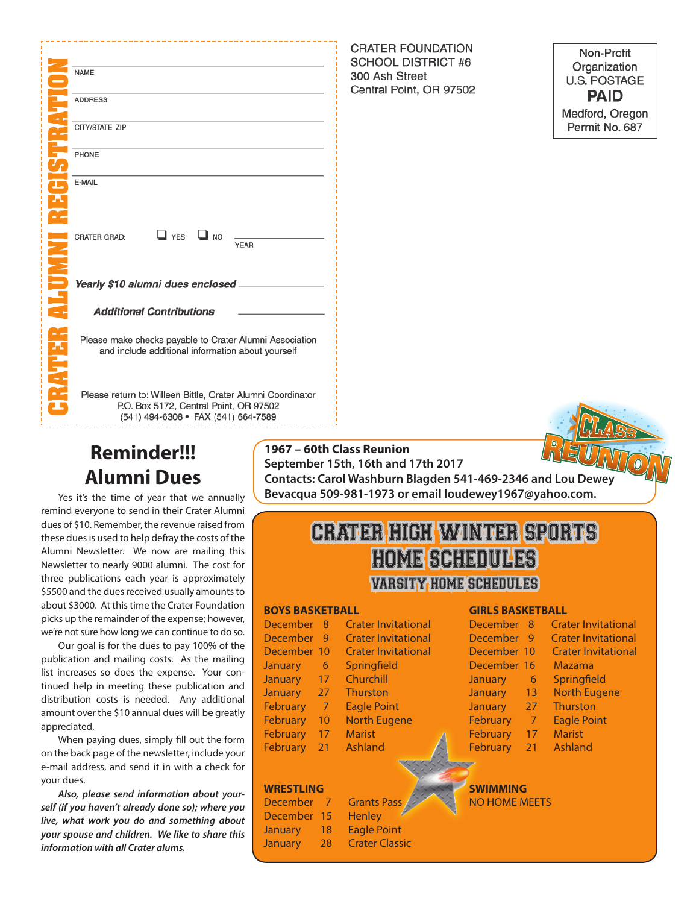## CRATER ALUMNI REGISTRATION

NAME

ADDRESS

CITY/STATE ZIP

PHONE

E-MAIL

CRATER GRAD: ☐ YES ☐ NO ______ YEAR

***Yearly $10 alumni dues enclosed*** ______

***Additional Contributions*** ______

Please make checks payable to Crater Alumni Association and include additional information about yourself

Please return to: Willeen Bittle, Crater Alumni Coordinator
P.O. Box 5172, Central Point, OR 97502
(541) 494-6308 • FAX (541) 664-7589

CRATER FOUNDATION
SCHOOL DISTRICT #6
300 Ash Street
Central Point, OR 97502

Non-Profit Organization
U.S. POSTAGE
**PAID**
Medford, Oregon
Permit No. 687

# Reminder!!! Alumni Dues

Yes it's the time of year that we annually remind everyone to send in their Crater Alumni dues of $10. Remember, the revenue raised from these dues is used to help defray the costs of the Alumni Newsletter. We now are mailing this Newsletter to nearly 9000 alumni. The cost for three publications each year is approximately $5500 and the dues received usually amounts to about $3000. At this time the Crater Foundation picks up the remainder of the expense; however, we're not sure how long we can continue to do so.

Our goal is for the dues to pay 100% of the publication and mailing costs. As the mailing list increases so does the expense. Your continued help in meeting these publication and distribution costs is needed. Any additional amount over the $10 annual dues will be greatly appreciated.

When paying dues, simply fill out the form on the back page of the newsletter, include your e-mail address, and send it in with a check for your dues.

***Also, please send information about yourself (if you haven't already done so); where you live, what work you do and something about your spouse and children. We like to share this information with all Crater alums.***

## CLASS REUNION

**1967 – 60th Class Reunion**
**September 15th, 16th and 17th 2017**
**Contacts: Carol Washburn Blagden 541-469-2346 and Lou Dewey Bevacqua 509-981-1973 or email loudewey1967@yahoo.com.**

# CRATER HIGH WINTER SPORTS HOME SCHEDULES

## VARSITY HOME SCHEDULES

**BOYS BASKETBALL**

| | | |
|---|---|---|
| December | 8 | Crater Invitational |
| December | 9 | Crater Invitational |
| December | 10 | Crater Invitational |
| January | 6 | Springfield |
| January | 17 | Churchill |
| January | 27 | Thurston |
| February | 7 | Eagle Point |
| February | 10 | North Eugene |
| February | 17 | Marist |
| February | 21 | Ashland |

**GIRLS BASKETBALL**

| | | |
|---|---|---|
| December | 8 | Crater Invitational |
| December | 9 | Crater Invitational |
| December | 10 | Crater Invitational |
| December | 16 | Mazama |
| January | 6 | Springfield |
| January | 13 | North Eugene |
| January | 27 | Thurston |
| February | 7 | Eagle Point |
| February | 17 | Marist |
| February | 21 | Ashland |

**WRESTLING**

| | | |
|---|---|---|
| December | 7 | Grants Pass |
| December | 15 | Henley |
| January | 18 | Eagle Point |
| January | 28 | Crater Classic |

**SWIMMING**

NO HOME MEETS